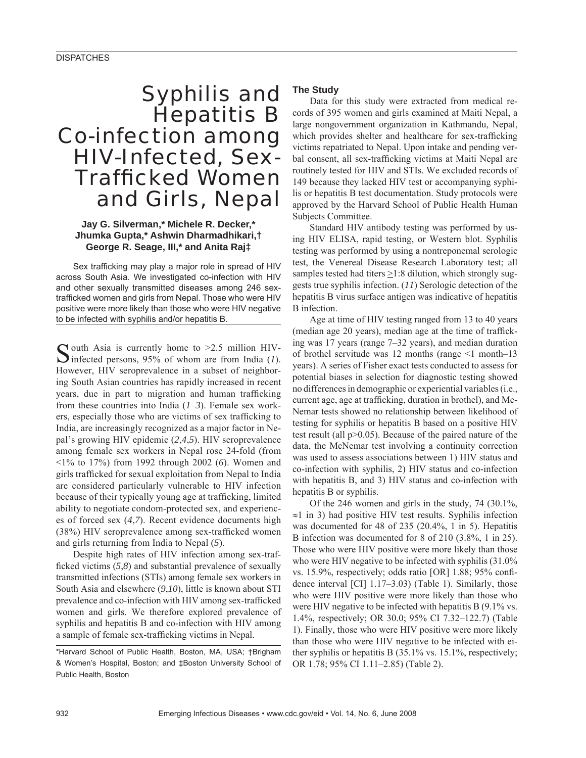# Syphilis and Hepatitis B Co-infection among HIV-Infected, Sex-Trafficked Women and Girls, Nepal

**Jay G. Silverman,\* Michele R. Decker,\* Jhumka Gupta,\* Ashwin Dharmadhikari,† George R. Seage, III,\* and Anita Raj‡**

Sex trafficking may play a major role in spread of HIV across South Asia. We investigated co-infection with HIV and other sexually transmitted diseases among 246 sex-trafficked women and girls from Nepal. Those who were HIV positive were more likely than those who were HIV negative to be infected with syphilis and/or hepatitis B.

South Asia is currently home to >2.5 million HIV-infected persons, 95% of whom are from India (*1*). However, HIV seroprevalence in a subset of neighboring South Asian countries has rapidly increased in recent years, due in part to migration and human trafficking from these countries into India (*1–3*). Female sex workers, especially those who are victims of sex trafficking to India, are increasingly recognized as a major factor in Nepal's growing HIV epidemic (*2*,*4*,*5*). HIV seroprevalence among female sex workers in Nepal rose 24-fold (from <1% to 17%) from 1992 through 2002 (*6*). Women and girls trafficked for sexual exploitation from Nepal to India are considered particularly vulnerable to HIV infection because of their typically young age at trafficking, limited ability to negotiate condom-protected sex, and experiences of forced sex (*4*,*7*). Recent evidence documents high (38%) HIV seroprevalence among sex-trafficked women and girls returning from India to Nepal (*5*).

Despite high rates of HIV infection among sex-trafficked victims (*5*,*8*) and substantial prevalence of sexually transmitted infections (STIs) among female sex workers in South Asia and elsewhere (*9*,*10*), little is known about STI prevalence and co-infection with HIV among sex-trafficked women and girls. We therefore explored prevalence of syphilis and hepatitis B and co-infection with HIV among a sample of female sex-trafficking victims in Nepal.

\*Harvard School of Public Health, Boston, MA, USA; †Brigham & Women's Hospital, Boston; and ‡Boston University School of Public Health, Boston

## The Study

Data for this study were extracted from medical records of 395 women and girls examined at Maiti Nepal, a large nongovernment organization in Kathmandu, Nepal, which provides shelter and healthcare for sex-trafficking victims repatriated to Nepal. Upon intake and pending verbal consent, all sex-trafficking victims at Maiti Nepal are routinely tested for HIV and STIs. We excluded records of 149 because they lacked HIV test or accompanying syphilis or hepatitis B test documentation. Study protocols were approved by the Harvard School of Public Health Human Subjects Committee.

Standard HIV antibody testing was performed by using HIV ELISA, rapid testing, or Western blot. Syphilis testing was performed by using a nontreponemal serologic test, the Venereal Disease Research Laboratory test; all samples tested had titers $\geq$1:8 dilution, which strongly suggests true syphilis infection. (*11*) Serologic detection of the hepatitis B virus surface antigen was indicative of hepatitis B infection.

Age at time of HIV testing ranged from 13 to 40 years (median age 20 years), median age at the time of trafficking was 17 years (range 7–32 years), and median duration of brothel servitude was 12 months (range <1 month–13 years). A series of Fisher exact tests conducted to assess for potential biases in selection for diagnostic testing showed no differences in demographic or experiential variables (i.e., current age, age at trafficking, duration in brothel), and McNemar tests showed no relationship between likelihood of testing for syphilis or hepatitis B based on a positive HIV test result (all $p>0.05$). Because of the paired nature of the data, the McNemar test involving a continuity correction was used to assess associations between 1) HIV status and co-infection with syphilis, 2) HIV status and co-infection with hepatitis B, and 3) HIV status and co-infection with hepatitis B or syphilis.

Of the 246 women and girls in the study, 74 (30.1%, ≈1 in 3) had positive HIV test results. Syphilis infection was documented for 48 of 235 (20.4%, 1 in 5). Hepatitis B infection was documented for 8 of 210 (3.8%, 1 in 25). Those who were HIV positive were more likely than those who were HIV negative to be infected with syphilis (31.0% vs. 15.9%, respectively; odds ratio [OR] 1.88; 95% confidence interval [CI] 1.17–3.03) (Table 1). Similarly, those who were HIV positive were more likely than those who were HIV negative to be infected with hepatitis B (9.1% vs. 1.4%, respectively; OR 30.0; 95% CI 7.32–122.7) (Table 1). Finally, those who were HIV positive were more likely than those who were HIV negative to be infected with either syphilis or hepatitis B (35.1% vs. 15.1%, respectively; OR 1.78; 95% CI 1.11–2.85) (Table 2).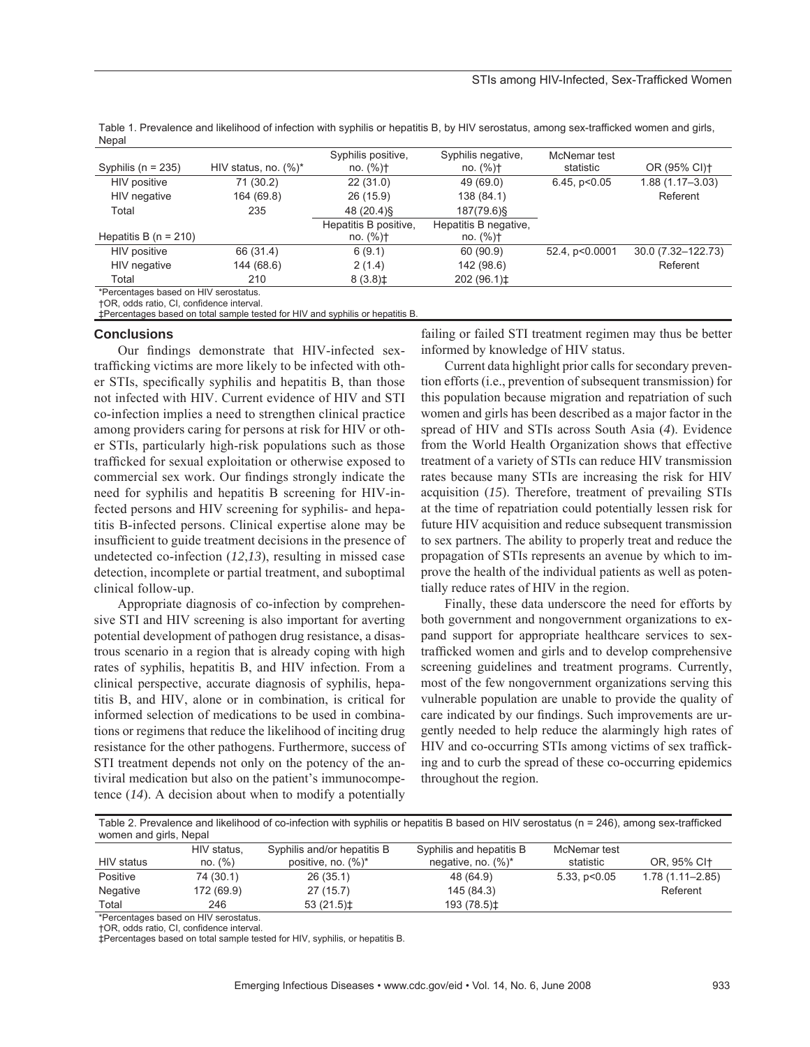Table 1. Prevalence and likelihood of infection with syphilis or hepatitis B, by HIV serostatus, among sex-trafficked women and girls, Nepal

| Syphilis (n = 235) | HIV status, no. (%)* | Syphilis positive, no. (%)† | Syphilis negative, no. (%)† | McNemar test statistic | OR (95% CI)† |
|---|---|---|---|---|---|
| HIV positive | 71 (30.2) | 22 (31.0) | 49 (69.0) | 6.45, p<0.05 | 1.88 (1.17–3.03) |
| HIV negative | 164 (69.8) | 26 (15.9) | 138 (84.1) | | Referent |
| Total | 235 | 48 (20.4)§ | 187(79.6)§ | | |
| Hepatitis B (n = 210) | | Hepatitis B positive, no. (%)† | Hepatitis B negative, no. (%)† | | |
| HIV positive | 66 (31.4) | 6 (9.1) | 60 (90.9) | 52.4, p<0.0001 | 30.0 (7.32–122.73) |
| HIV negative | 144 (68.6) | 2 (1.4) | 142 (98.6) | | Referent |
| Total | 210 | 8 (3.8)‡ | 202 (96.1)‡ | | |

*Percentages based on HIV serostatus.
†OR, odds ratio, CI, confidence interval.
‡Percentages based on total sample tested for HIV and syphilis or hepatitis B.

## Conclusions

Our findings demonstrate that HIV-infected sex-trafficking victims are more likely to be infected with other STIs, specifically syphilis and hepatitis B, than those not infected with HIV. Current evidence of HIV and STI co-infection implies a need to strengthen clinical practice among providers caring for persons at risk for HIV or other STIs, particularly high-risk populations such as those trafficked for sexual exploitation or otherwise exposed to commercial sex work. Our findings strongly indicate the need for syphilis and hepatitis B screening for HIV-infected persons and HIV screening for syphilis- and hepatitis B-infected persons. Clinical expertise alone may be insufficient to guide treatment decisions in the presence of undetected co-infection (*12*,*13*), resulting in missed case detection, incomplete or partial treatment, and suboptimal clinical follow-up.

Appropriate diagnosis of co-infection by comprehensive STI and HIV screening is also important for averting potential development of pathogen drug resistance, a disastrous scenario in a region that is already coping with high rates of syphilis, hepatitis B, and HIV infection. From a clinical perspective, accurate diagnosis of syphilis, hepatitis B, and HIV, alone or in combination, is critical for informed selection of medications to be used in combinations or regimens that reduce the likelihood of inciting drug resistance for the other pathogens. Furthermore, success of STI treatment depends not only on the potency of the antiviral medication but also on the patient's immunocompetence (*14*). A decision about when to modify a potentially failing or failed STI treatment regimen may thus be better informed by knowledge of HIV status.

Current data highlight prior calls for secondary prevention efforts (i.e., prevention of subsequent transmission) for this population because migration and repatriation of such women and girls has been described as a major factor in the spread of HIV and STIs across South Asia (*4*). Evidence from the World Health Organization shows that effective treatment of a variety of STIs can reduce HIV transmission rates because many STIs are increasing the risk for HIV acquisition (*15*). Therefore, treatment of prevailing STIs at the time of repatriation could potentially lessen risk for future HIV acquisition and reduce subsequent transmission to sex partners. The ability to properly treat and reduce the propagation of STIs represents an avenue by which to improve the health of the individual patients as well as potentially reduce rates of HIV in the region.

Finally, these data underscore the need for efforts by both government and nongovernment organizations to expand support for appropriate healthcare services to sex-trafficked women and girls and to develop comprehensive screening guidelines and treatment programs. Currently, most of the few nongovernment organizations serving this vulnerable population are unable to provide the quality of care indicated by our findings. Such improvements are urgently needed to help reduce the alarmingly high rates of HIV and co-occurring STIs among victims of sex trafficking and to curb the spread of these co-occurring epidemics throughout the region.

Table 2. Prevalence and likelihood of co-infection with syphilis or hepatitis B based on HIV serostatus (n = 246), among sex-trafficked women and girls, Nepal

| HIV status | HIV status, no. (%) | Syphilis and/or hepatitis B positive, no. (%)* | Syphilis and hepatitis B negative, no. (%)* | McNemar test statistic | OR, 95% CI† |
|---|---|---|---|---|---|
| Positive | 74 (30.1) | 26 (35.1) | 48 (64.9) | 5.33, p<0.05 | 1.78 (1.11–2.85) |
| Negative | 172 (69.9) | 27 (15.7) | 145 (84.3) | | Referent |
| Total | 246 | 53 (21.5)‡ | 193 (78.5)‡ | | |

*Percentages based on HIV serostatus.
†OR, odds ratio, CI, confidence interval.
‡Percentages based on total sample tested for HIV, syphilis, or hepatitis B.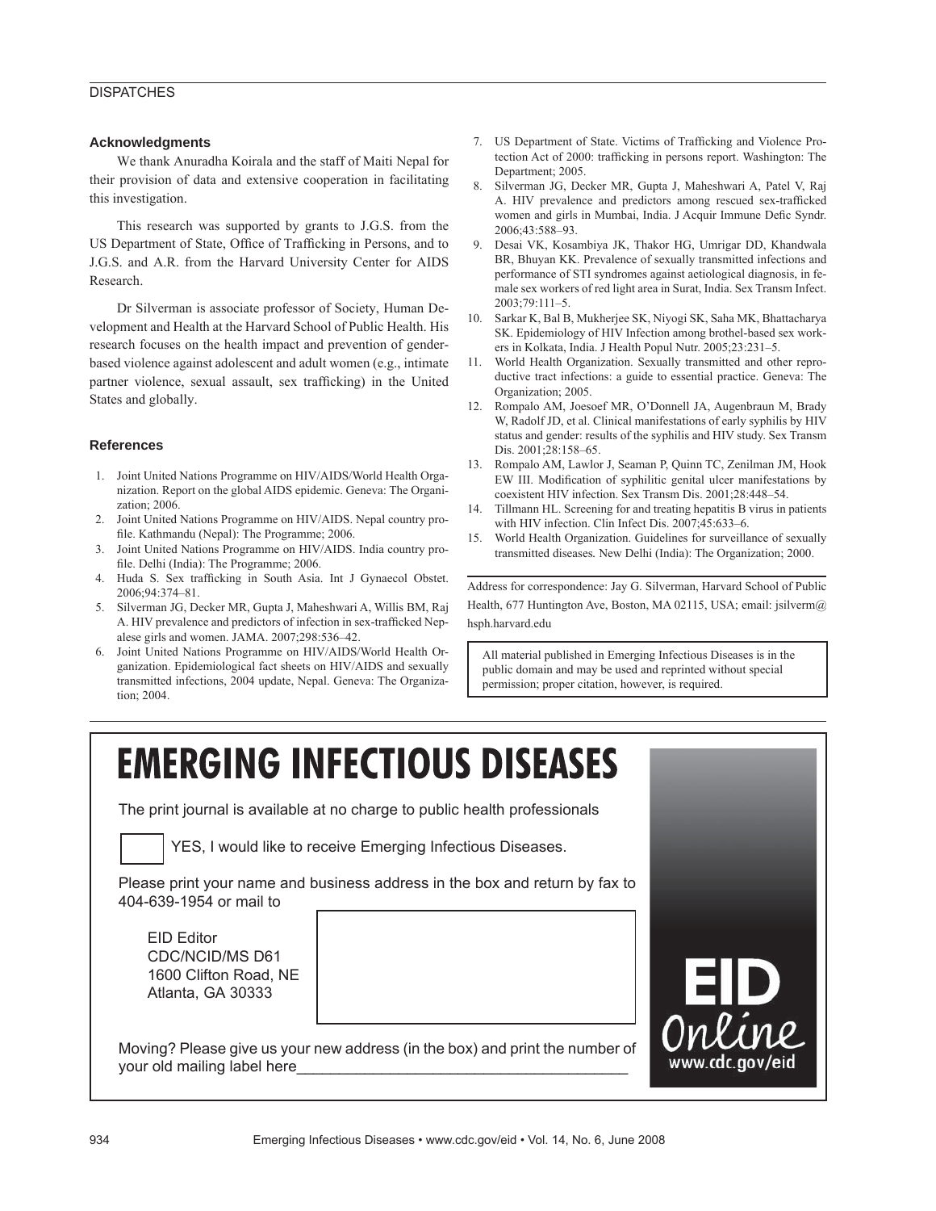### Acknowledgments

We thank Anuradha Koirala and the staff of Maiti Nepal for their provision of data and extensive cooperation in facilitating this investigation.

This research was supported by grants to J.G.S. from the US Department of State, Office of Trafficking in Persons, and to J.G.S. and A.R. from the Harvard University Center for AIDS Research.

Dr Silverman is associate professor of Society, Human Development and Health at the Harvard School of Public Health. His research focuses on the health impact and prevention of gender-based violence against adolescent and adult women (e.g., intimate partner violence, sexual assault, sex trafficking) in the United States and globally.

### References

1. Joint United Nations Programme on HIV/AIDS/World Health Organization. Report on the global AIDS epidemic. Geneva: The Organization; 2006.
2. Joint United Nations Programme on HIV/AIDS. Nepal country profile. Kathmandu (Nepal): The Programme; 2006.
3. Joint United Nations Programme on HIV/AIDS. India country profile. Delhi (India): The Programme; 2006.
4. Huda S. Sex trafficking in South Asia. Int J Gynaecol Obstet. 2006;94:374–81.
5. Silverman JG, Decker MR, Gupta J, Maheshwari A, Willis BM, Raj A. HIV prevalence and predictors of infection in sex-trafficked Nepalese girls and women. JAMA. 2007;298:536–42.
6. Joint United Nations Programme on HIV/AIDS/World Health Organization. Epidemiological fact sheets on HIV/AIDS and sexually transmitted infections, 2004 update, Nepal. Geneva: The Organization; 2004.
7. US Department of State. Victims of Trafficking and Violence Protection Act of 2000: trafficking in persons report. Washington: The Department; 2005.
8. Silverman JG, Decker MR, Gupta J, Maheshwari A, Patel V, Raj A. HIV prevalence and predictors among rescued sex-trafficked women and girls in Mumbai, India. J Acquir Immune Defic Syndr. 2006;43:588–93.
9. Desai VK, Kosambiya JK, Thakor HG, Umrigar DD, Khandwala BR, Bhuyan KK. Prevalence of sexually transmitted infections and performance of STI syndromes against aetiological diagnosis, in female sex workers of red light area in Surat, India. Sex Transm Infect. 2003;79:111–5.
10. Sarkar K, Bal B, Mukherjee SK, Niyogi SK, Saha MK, Bhattacharya SK. Epidemiology of HIV Infection among brothel-based sex workers in Kolkata, India. J Health Popul Nutr. 2005;23:231–5.
11. World Health Organization. Sexually transmitted and other reproductive tract infections: a guide to essential practice. Geneva: The Organization; 2005.
12. Rompalo AM, Joesoef MR, O'Donnell JA, Augenbraun M, Brady W, Radolf JD, et al. Clinical manifestations of early syphilis by HIV status and gender: results of the syphilis and HIV study. Sex Transm Dis. 2001;28:158–65.
13. Rompalo AM, Lawlor J, Seaman P, Quinn TC, Zenilman JM, Hook EW III. Modification of syphilitic genital ulcer manifestations by coexistent HIV infection. Sex Transm Dis. 2001;28:448–54.
14. Tillmann HL. Screening for and treating hepatitis B virus in patients with HIV infection. Clin Infect Dis. 2007;45:633–6.
15. World Health Organization. Guidelines for surveillance of sexually transmitted diseases. New Delhi (India): The Organization; 2000.

Address for correspondence: Jay G. Silverman, Harvard School of Public Health, 677 Huntington Ave, Boston, MA 02115, USA; email: jsilverm@hsph.harvard.edu

All material published in Emerging Infectious Diseases is in the public domain and may be used and reprinted without special permission; proper citation, however, is required.

# EMERGING INFECTIOUS DISEASES

The print journal is available at no charge to public health professionals

☐ YES, I would like to receive Emerging Infectious Diseases.

Please print your name and business address in the box and return by fax to 404-639-1954 or mail to

EID Editor
CDC/NCID/MS D61
1600 Clifton Road, NE
Atlanta, GA 30333

Moving? Please give us your new address (in the box) and print the number of your old mailing label here_______________________________________

EID Online
www.cdc.gov/eid